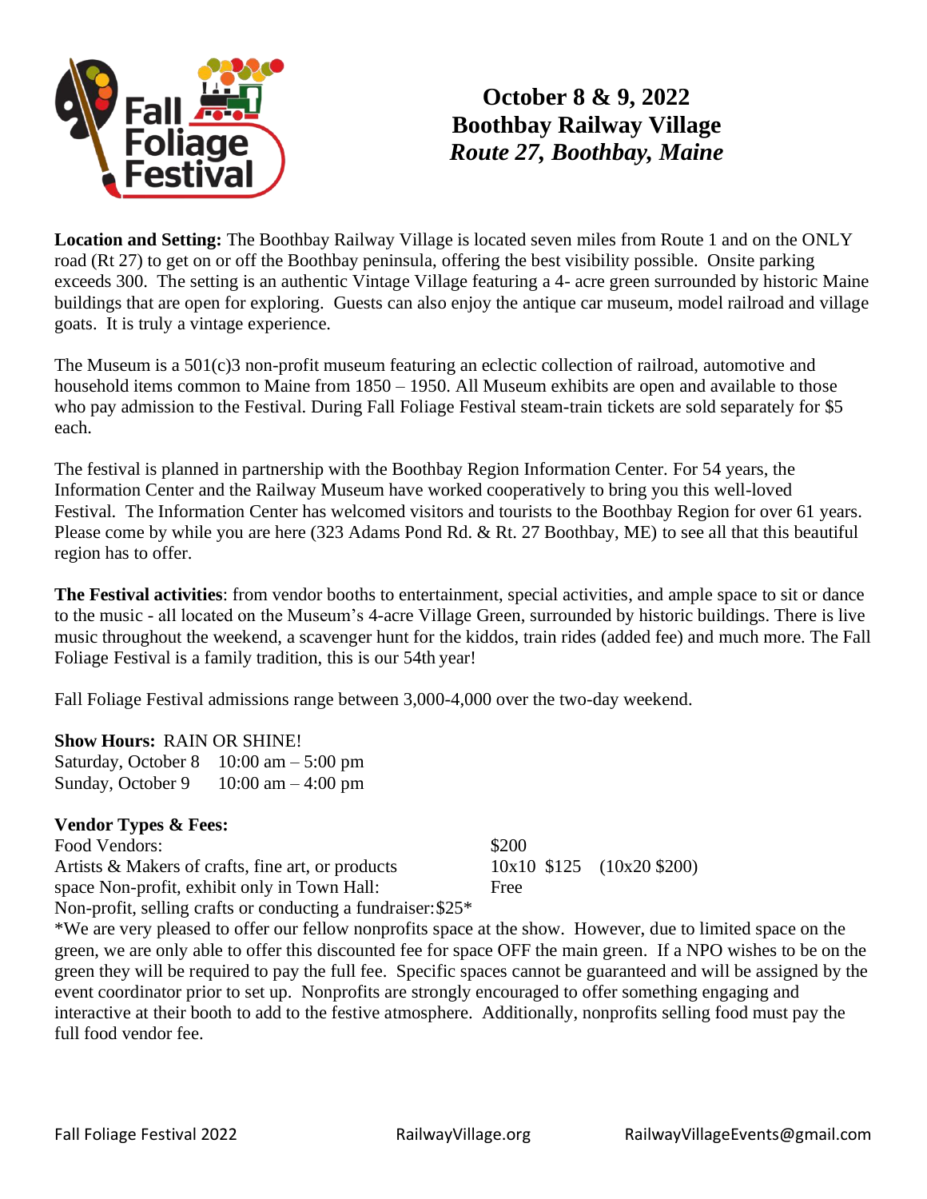# Fall Foliage Festival

**October 8 & 9, 2022**
**Boothbay Railway Village**
***Route 27, Boothbay, Maine***

**Location and Setting:** The Boothbay Railway Village is located seven miles from Route 1 and on the ONLY road (Rt 27) to get on or off the Boothbay peninsula, offering the best visibility possible. Onsite parking exceeds 300. The setting is an authentic Vintage Village featuring a 4- acre green surrounded by historic Maine buildings that are open for exploring. Guests can also enjoy the antique car museum, model railroad and village goats. It is truly a vintage experience.

The Museum is a 501(c)3 non-profit museum featuring an eclectic collection of railroad, automotive and household items common to Maine from 1850 – 1950. All Museum exhibits are open and available to those who pay admission to the Festival. During Fall Foliage Festival steam-train tickets are sold separately for $5 each.

The festival is planned in partnership with the Boothbay Region Information Center. For 54 years, the Information Center and the Railway Museum have worked cooperatively to bring you this well-loved Festival. The Information Center has welcomed visitors and tourists to the Boothbay Region for over 61 years. Please come by while you are here (323 Adams Pond Rd. & Rt. 27 Boothbay, ME) to see all that this beautiful region has to offer.

**The Festival activities**: from vendor booths to entertainment, special activities, and ample space to sit or dance to the music - all located on the Museum's 4-acre Village Green, surrounded by historic buildings. There is live music throughout the weekend, a scavenger hunt for the kiddos, train rides (added fee) and much more. The Fall Foliage Festival is a family tradition, this is our 54th year!

Fall Foliage Festival admissions range between 3,000-4,000 over the two-day weekend.

**Show Hours:** RAIN OR SHINE!
Saturday, October 8 10:00 am – 5:00 pm
Sunday, October 9 10:00 am – 4:00 pm

**Vendor Types & Fees:**

| | |
|---|---|
| Food Vendors: | $200 |
| Artists & Makers of crafts, fine art, or products | 10x10 $125 (10x20 $200) |
| space Non-profit, exhibit only in Town Hall: | Free |
| Non-profit, selling crafts or conducting a fundraiser: | $25* |

*We are very pleased to offer our fellow nonprofits space at the show. However, due to limited space on the green, we are only able to offer this discounted fee for space OFF the main green. If a NPO wishes to be on the green they will be required to pay the full fee. Specific spaces cannot be guaranteed and will be assigned by the event coordinator prior to set up. Nonprofits are strongly encouraged to offer something engaging and interactive at their booth to add to the festive atmosphere. Additionally, nonprofits selling food must pay the full food vendor fee.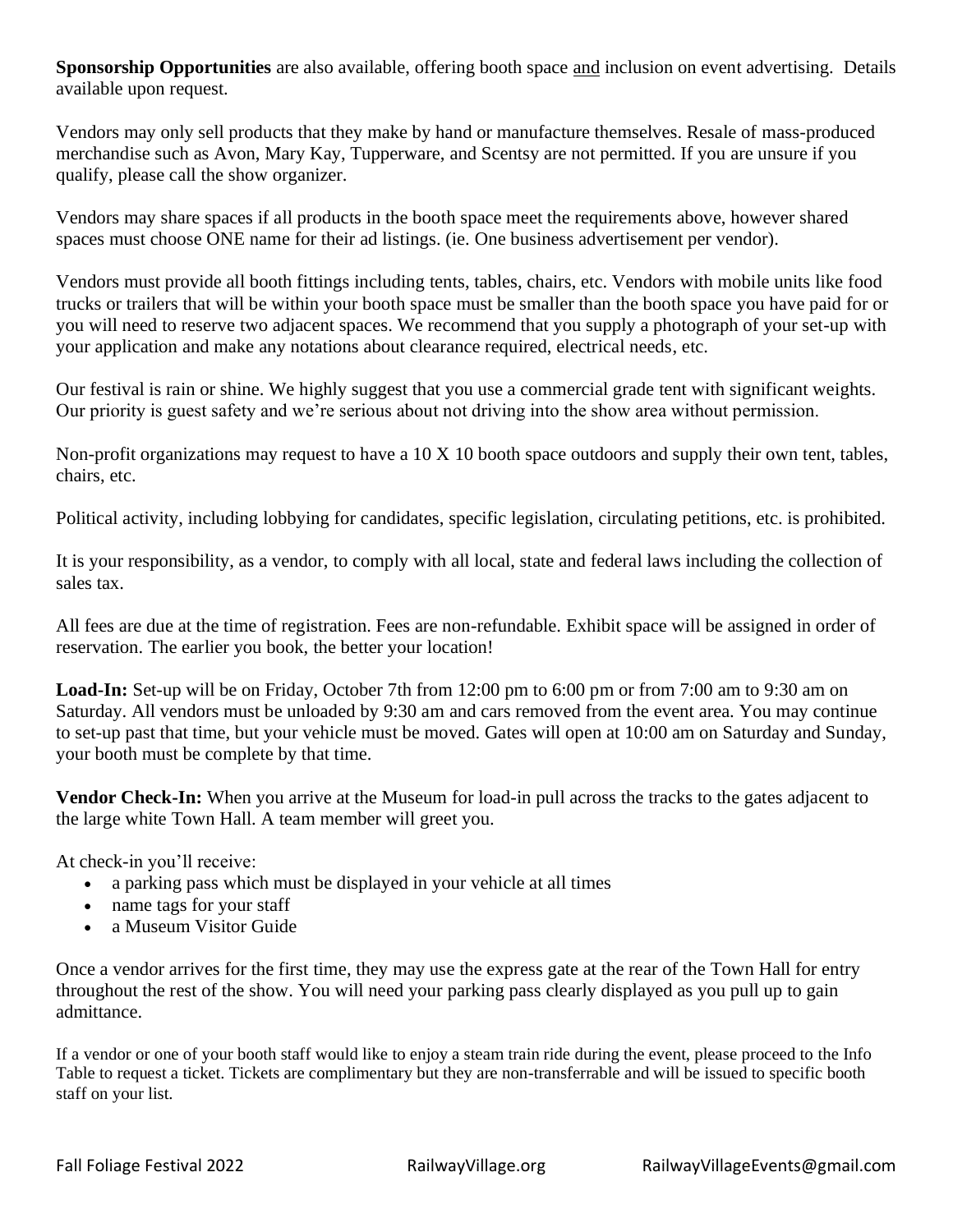**Sponsorship Opportunities** are also available, offering booth space and inclusion on event advertising. Details available upon request.

Vendors may only sell products that they make by hand or manufacture themselves. Resale of mass-produced merchandise such as Avon, Mary Kay, Tupperware, and Scentsy are not permitted. If you are unsure if you qualify, please call the show organizer.

Vendors may share spaces if all products in the booth space meet the requirements above, however shared spaces must choose ONE name for their ad listings. (ie. One business advertisement per vendor).

Vendors must provide all booth fittings including tents, tables, chairs, etc. Vendors with mobile units like food trucks or trailers that will be within your booth space must be smaller than the booth space you have paid for or you will need to reserve two adjacent spaces. We recommend that you supply a photograph of your set-up with your application and make any notations about clearance required, electrical needs, etc.

Our festival is rain or shine. We highly suggest that you use a commercial grade tent with significant weights. Our priority is guest safety and we're serious about not driving into the show area without permission.

Non-profit organizations may request to have a 10 X 10 booth space outdoors and supply their own tent, tables, chairs, etc.

Political activity, including lobbying for candidates, specific legislation, circulating petitions, etc. is prohibited.

It is your responsibility, as a vendor, to comply with all local, state and federal laws including the collection of sales tax.

All fees are due at the time of registration. Fees are non-refundable. Exhibit space will be assigned in order of reservation. The earlier you book, the better your location!

**Load-In:** Set-up will be on Friday, October 7th from 12:00 pm to 6:00 pm or from 7:00 am to 9:30 am on Saturday. All vendors must be unloaded by 9:30 am and cars removed from the event area. You may continue to set-up past that time, but your vehicle must be moved. Gates will open at 10:00 am on Saturday and Sunday, your booth must be complete by that time.

**Vendor Check-In:** When you arrive at the Museum for load-in pull across the tracks to the gates adjacent to the large white Town Hall. A team member will greet you.

At check-in you'll receive:

- a parking pass which must be displayed in your vehicle at all times
- name tags for your staff
- a Museum Visitor Guide

Once a vendor arrives for the first time, they may use the express gate at the rear of the Town Hall for entry throughout the rest of the show. You will need your parking pass clearly displayed as you pull up to gain admittance.

If a vendor or one of your booth staff would like to enjoy a steam train ride during the event, please proceed to the Info Table to request a ticket. Tickets are complimentary but they are non-transferrable and will be issued to specific booth staff on your list.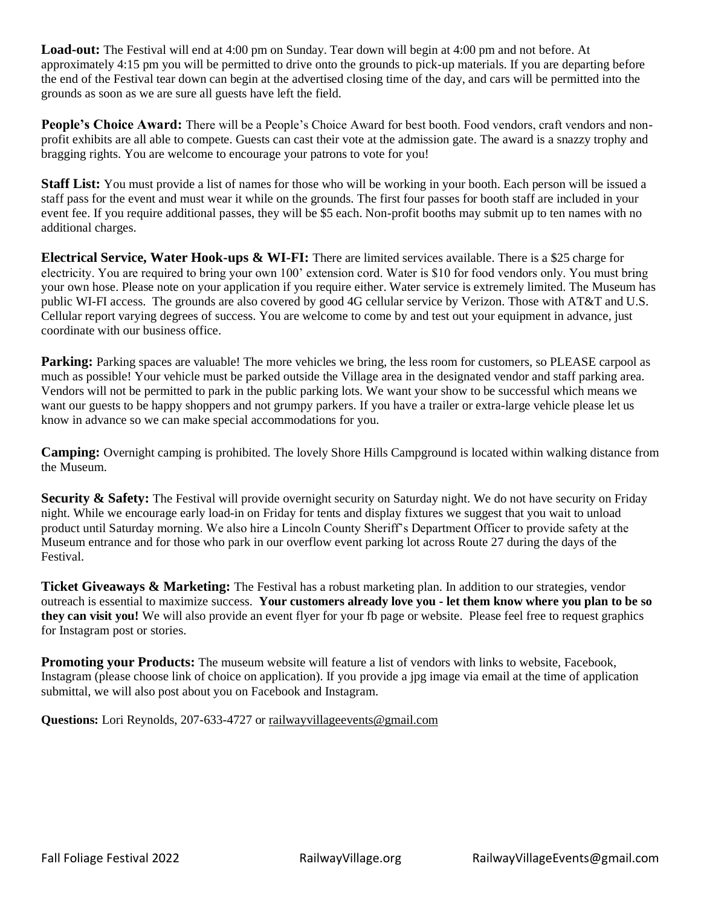**Load-out:** The Festival will end at 4:00 pm on Sunday. Tear down will begin at 4:00 pm and not before. At approximately 4:15 pm you will be permitted to drive onto the grounds to pick-up materials. If you are departing before the end of the Festival tear down can begin at the advertised closing time of the day, and cars will be permitted into the grounds as soon as we are sure all guests have left the field.

**People's Choice Award:** There will be a People's Choice Award for best booth. Food vendors, craft vendors and non-profit exhibits are all able to compete. Guests can cast their vote at the admission gate. The award is a snazzy trophy and bragging rights. You are welcome to encourage your patrons to vote for you!

**Staff List:** You must provide a list of names for those who will be working in your booth. Each person will be issued a staff pass for the event and must wear it while on the grounds. The first four passes for booth staff are included in your event fee. If you require additional passes, they will be $5 each. Non-profit booths may submit up to ten names with no additional charges.

**Electrical Service, Water Hook-ups & WI-FI:** There are limited services available. There is a $25 charge for electricity. You are required to bring your own 100' extension cord. Water is $10 for food vendors only. You must bring your own hose. Please note on your application if you require either. Water service is extremely limited. The Museum has public WI-FI access. The grounds are also covered by good 4G cellular service by Verizon. Those with AT&T and U.S. Cellular report varying degrees of success. You are welcome to come by and test out your equipment in advance, just coordinate with our business office.

**Parking:** Parking spaces are valuable! The more vehicles we bring, the less room for customers, so PLEASE carpool as much as possible! Your vehicle must be parked outside the Village area in the designated vendor and staff parking area. Vendors will not be permitted to park in the public parking lots. We want your show to be successful which means we want our guests to be happy shoppers and not grumpy parkers. If you have a trailer or extra-large vehicle please let us know in advance so we can make special accommodations for you.

**Camping:** Overnight camping is prohibited. The lovely Shore Hills Campground is located within walking distance from the Museum.

**Security & Safety:** The Festival will provide overnight security on Saturday night. We do not have security on Friday night. While we encourage early load-in on Friday for tents and display fixtures we suggest that you wait to unload product until Saturday morning. We also hire a Lincoln County Sheriff's Department Officer to provide safety at the Museum entrance and for those who park in our overflow event parking lot across Route 27 during the days of the Festival.

**Ticket Giveaways & Marketing:** The Festival has a robust marketing plan. In addition to our strategies, vendor outreach is essential to maximize success. **Your customers already love you - let them know where you plan to be so they can visit you!** We will also provide an event flyer for your fb page or website. Please feel free to request graphics for Instagram post or stories.

**Promoting your Products:** The museum website will feature a list of vendors with links to website, Facebook, Instagram (please choose link of choice on application). If you provide a jpg image via email at the time of application submittal, we will also post about you on Facebook and Instagram.

**Questions:** Lori Reynolds, 207-633-4727 or railwayvillageevents@gmail.com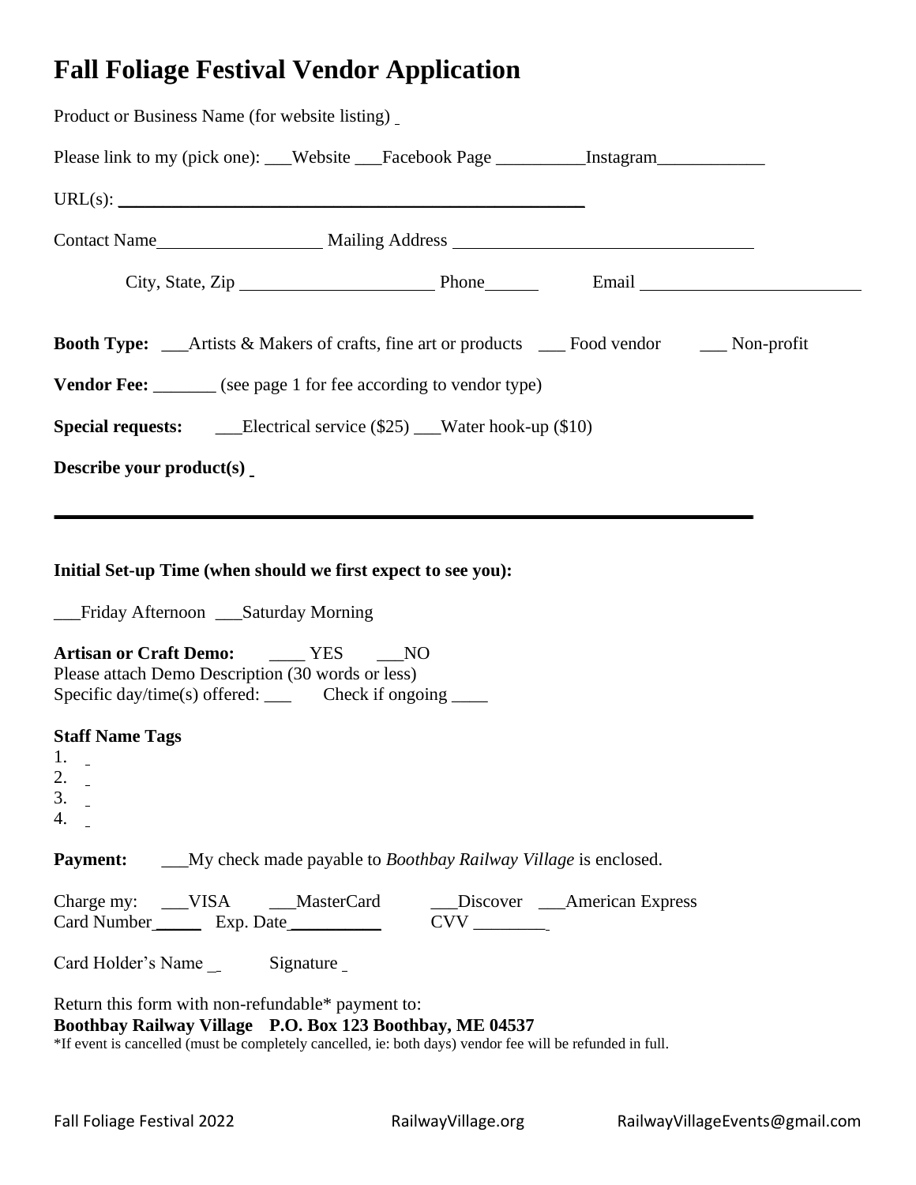# Fall Foliage Festival Vendor Application

Product or Business Name (for website listing) _

Please link to my (pick one): ___Website ___Facebook Page __________Instagram____________

URL(s): ______________________________________________________

Contact Name__________________ Mailing Address ________________________________

City, State, Zip ______________________ Phone______ Email ________________________

**Booth Type:** ___Artists & Makers of crafts, fine art or products ___ Food vendor ___ Non-profit

**Vendor Fee:** _______ (see page 1 for fee according to vendor type)

**Special requests:** ___Electrical service ($25) ___Water hook-up ($10)

**Describe your product(s)** _

______________________________________________________________________

**Initial Set-up Time (when should we first expect to see you):**

___Friday Afternoon ___Saturday Morning

**Artisan or Craft Demo:** ____ YES ___NO
Please attach Demo Description (30 words or less)
Specific day/time(s) offered: ___ Check if ongoing ____

**Staff Name Tags**

1. _
2. _
3. _
4. _

**Payment:** ___My check made payable to *Boothbay Railway Village* is enclosed.

Charge my: ___VISA ___MasterCard ___Discover ___American Express
Card Number_____ Exp. Date__________ CVV ________

Card Holder's Name _ Signature _

Return this form with non-refundable* payment to:
**Boothbay Railway Village P.O. Box 123 Boothbay, ME 04537**
*If event is cancelled (must be completely cancelled, ie: both days) vendor fee will be refunded in full.